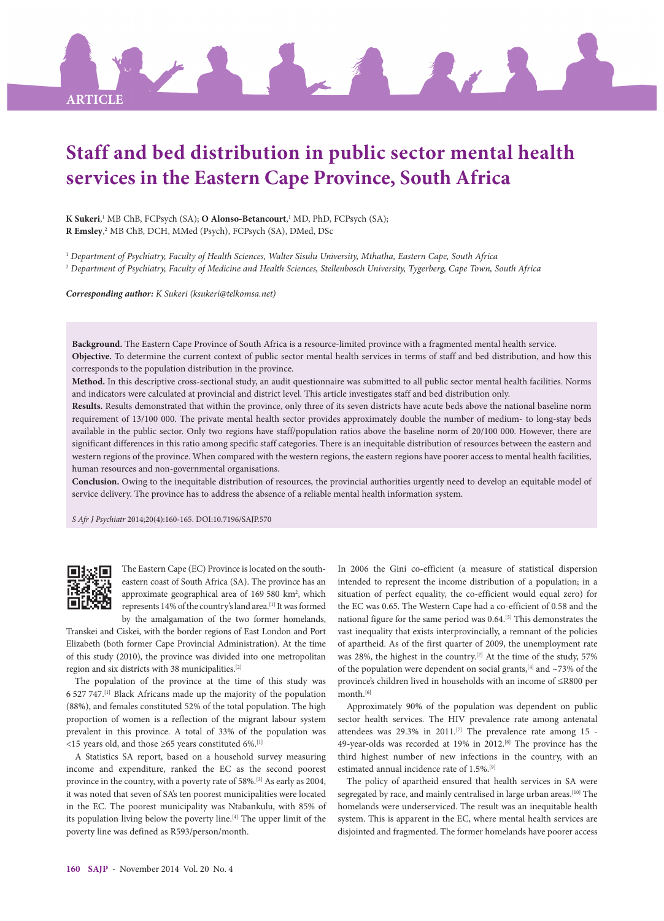ARTICLE

# Staff and bed distribution in public sector mental health services in the Eastern Cape Province, South Africa

**K Sukeri**,[1] MB ChB, FCPsych (SA); **O Alonso-Betancourt**,[1] MD, PhD, FCPsych (SA); **R Emsley**,[2] MB ChB, DCH, MMed (Psych), FCPsych (SA), DMed, DSc

[1] *Department of Psychiatry, Faculty of Health Sciences, Walter Sisulu University, Mthatha, Eastern Cape, South Africa*
[2] *Department of Psychiatry, Faculty of Medicine and Health Sciences, Stellenbosch University, Tygerberg, Cape Town, South Africa*

***Corresponding author:** K Sukeri (ksukeri@telkomsa.net)*

**Background.** The Eastern Cape Province of South Africa is a resource-limited province with a fragmented mental health service.
**Objective.** To determine the current context of public sector mental health services in terms of staff and bed distribution, and how this corresponds to the population distribution in the province.
**Method.** In this descriptive cross-sectional study, an audit questionnaire was submitted to all public sector mental health facilities. Norms and indicators were calculated at provincial and district level. This article investigates staff and bed distribution only.
**Results.** Results demonstrated that within the province, only three of its seven districts have acute beds above the national baseline norm requirement of 13/100 000. The private mental health sector provides approximately double the number of medium- to long-stay beds available in the public sector. Only two regions have staff/population ratios above the baseline norm of 20/100 000. However, there are significant differences in this ratio among specific staff categories. There is an inequitable distribution of resources between the eastern and western regions of the province. When compared with the western regions, the eastern regions have poorer access to mental health facilities, human resources and non-governmental organisations.
**Conclusion.** Owing to the inequitable distribution of resources, the provincial authorities urgently need to develop an equitable model of service delivery. The province has to address the absence of a reliable mental health information system.

*S Afr J Psychiatr* 2014;20(4):160-165. DOI:10.7196/SAJP.570

The Eastern Cape (EC) Province is located on the south-eastern coast of South Africa (SA). The province has an approximate geographical area of 169 580 km$^2$, which represents 14% of the country's land area.[1] It was formed by the amalgamation of the two former homelands, Transkei and Ciskei, with the border regions of East London and Port Elizabeth (both former Cape Provincial Administration). At the time of this study (2010), the province was divided into one metropolitan region and six districts with 38 municipalities.[2]

The population of the province at the time of this study was 6 527 747.[1] Black Africans made up the majority of the population (88%), and females constituted 52% of the total population. The high proportion of women is a reflection of the migrant labour system prevalent in this province. A total of 33% of the population was <15 years old, and those ≥65 years constituted 6%.[1]

A Statistics SA report, based on a household survey measuring income and expenditure, ranked the EC as the second poorest province in the country, with a poverty rate of 58%.[3] As early as 2004, it was noted that seven of SA's ten poorest municipalities were located in the EC. The poorest municipality was Ntabankulu, with 85% of its population living below the poverty line.[4] The upper limit of the poverty line was defined as R593/person/month.

In 2006 the Gini co-efficient (a measure of statistical dispersion intended to represent the income distribution of a population; in a situation of perfect equality, the co-efficient would equal zero) for the EC was 0.65. The Western Cape had a co-efficient of 0.58 and the national figure for the same period was 0.64.[5] This demonstrates the vast inequality that exists interprovincially, a remnant of the policies of apartheid. As of the first quarter of 2009, the unemployment rate was 28%, the highest in the country.[2] At the time of the study, 57% of the population were dependent on social grants,[4] and ~73% of the province's children lived in households with an income of ≤R800 per month.[6]

Approximately 90% of the population was dependent on public sector health services. The HIV prevalence rate among antenatal attendees was 29.3% in 2011.[7] The prevalence rate among 15 - 49-year-olds was recorded at 19% in 2012.[8] The province has the third highest number of new infections in the country, with an estimated annual incidence rate of 1.5%.[9]

The policy of apartheid ensured that health services in SA were segregated by race, and mainly centralised in large urban areas.[10] The homelands were underserviced. The result was an inequitable health system. This is apparent in the EC, where mental health services are disjointed and fragmented. The former homelands have poorer access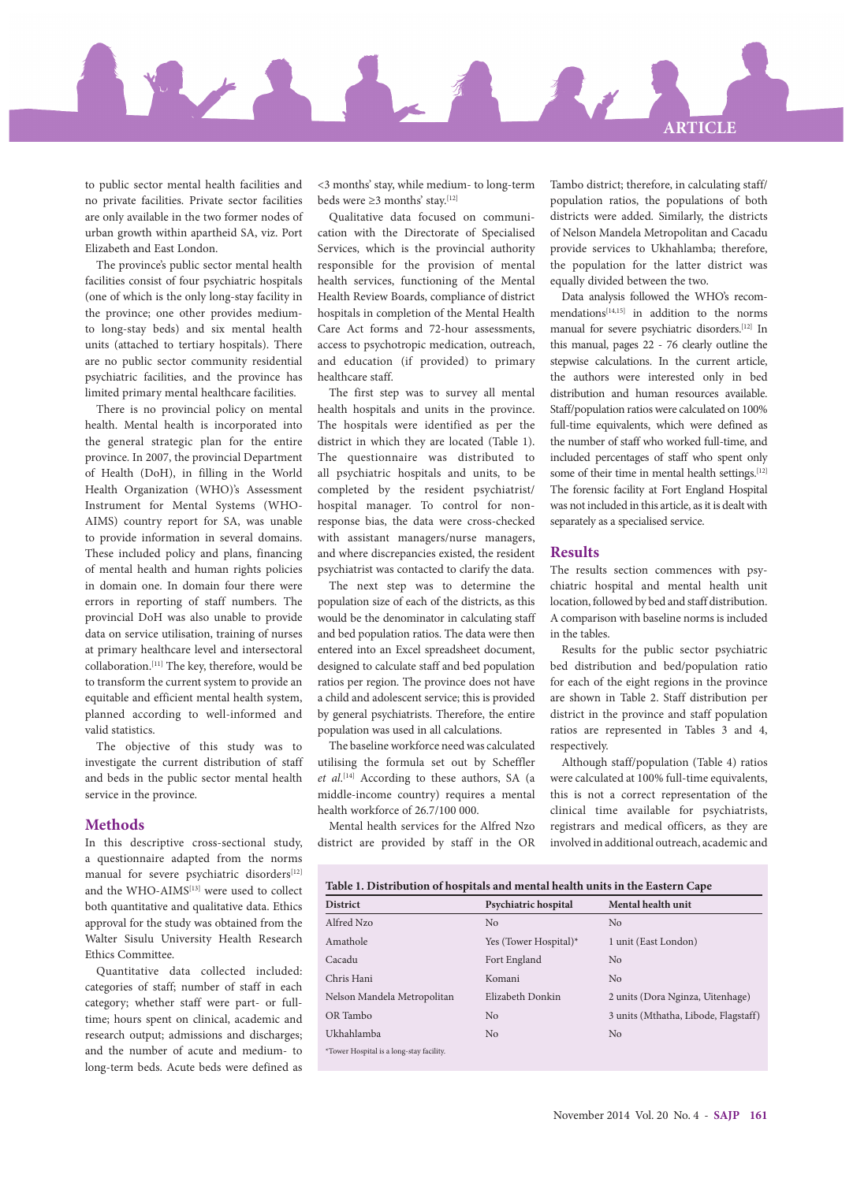to public sector mental health facilities and no private facilities. Private sector facilities are only available in the two former nodes of urban growth within apartheid SA, viz. Port Elizabeth and East London.

The province's public sector mental health facilities consist of four psychiatric hospitals (one of which is the only long-stay facility in the province; one other provides medium- to long-stay beds) and six mental health units (attached to tertiary hospitals). There are no public sector community residential psychiatric facilities, and the province has limited primary mental healthcare facilities.

There is no provincial policy on mental health. Mental health is incorporated into the general strategic plan for the entire province. In 2007, the provincial Department of Health (DoH), in filling in the World Health Organization (WHO)'s Assessment Instrument for Mental Systems (WHO-AIMS) country report for SA, was unable to provide information in several domains. These included policy and plans, financing of mental health and human rights policies in domain one. In domain four there were errors in reporting of staff numbers. The provincial DoH was also unable to provide data on service utilisation, training of nurses at primary healthcare level and intersectoral collaboration.[11] The key, therefore, would be to transform the current system to provide an equitable and efficient mental health system, planned according to well-informed and valid statistics.

The objective of this study was to investigate the current distribution of staff and beds in the public sector mental health service in the province.

## Methods

In this descriptive cross-sectional study, a questionnaire adapted from the norms manual for severe psychiatric disorders[12] and the WHO-AIMS[13] were used to collect both quantitative and qualitative data. Ethics approval for the study was obtained from the Walter Sisulu University Health Research Ethics Committee.

Quantitative data collected included: categories of staff; number of staff in each category; whether staff were part- or full-time; hours spent on clinical, academic and research output; admissions and discharges; and the number of acute and medium- to long-term beds. Acute beds were defined as <3 months' stay, while medium- to long-term beds were ≥3 months' stay.[12]

Qualitative data focused on communication with the Directorate of Specialised Services, which is the provincial authority responsible for the provision of mental health services, functioning of the Mental Health Review Boards, compliance of district hospitals in completion of the Mental Health Care Act forms and 72-hour assessments, access to psychotropic medication, outreach, and education (if provided) to primary healthcare staff.

The first step was to survey all mental health hospitals and units in the province. The hospitals were identified as per the district in which they are located (Table 1). The questionnaire was distributed to all psychiatric hospitals and units, to be completed by the resident psychiatrist/hospital manager. To control for non-response bias, the data were cross-checked with assistant managers/nurse managers, and where discrepancies existed, the resident psychiatrist was contacted to clarify the data.

The next step was to determine the population size of each of the districts, as this would be the denominator in calculating staff and bed population ratios. The data were then entered into an Excel spreadsheet document, designed to calculate staff and bed population ratios per region. The province does not have a child and adolescent service; this is provided by general psychiatrists. Therefore, the entire population was used in all calculations.

The baseline workforce need was calculated utilising the formula set out by Scheffler *et al.*[14] According to these authors, SA (a middle-income country) requires a mental health workforce of 26.7/100 000.

Mental health services for the Alfred Nzo district are provided by staff in the OR Tambo district; therefore, in calculating staff/population ratios, the populations of both districts were added. Similarly, the districts of Nelson Mandela Metropolitan and Cacadu provide services to Ukhahlamba; therefore, the population for the latter district was equally divided between the two.

Data analysis followed the WHO's recommendations[14,15] in addition to the norms manual for severe psychiatric disorders.[12] In this manual, pages 22 - 76 clearly outline the stepwise calculations. In the current article, the authors were interested only in bed distribution and human resources available. Staff/population ratios were calculated on 100% full-time equivalents, which were defined as the number of staff who worked full-time, and included percentages of staff who spent only some of their time in mental health settings.[12] The forensic facility at Fort England Hospital was not included in this article, as it is dealt with separately as a specialised service.

## Results

The results section commences with psychiatric hospital and mental health unit location, followed by bed and staff distribution. A comparison with baseline norms is included in the tables.

Results for the public sector psychiatric bed distribution and bed/population ratio for each of the eight regions in the province are shown in Table 2. Staff distribution per district in the province and staff population ratios are represented in Tables 3 and 4, respectively.

Although staff/population (Table 4) ratios were calculated at 100% full-time equivalents, this is not a correct representation of the clinical time available for psychiatrists, registrars and medical officers, as they are involved in additional outreach, academic and

**Table 1. Distribution of hospitals and mental health units in the Eastern Cape**

| District | Psychiatric hospital | Mental health unit |
|---|---|---|
| Alfred Nzo | No | No |
| Amathole | Yes (Tower Hospital)* | 1 unit (East London) |
| Cacadu | Fort England | No |
| Chris Hani | Komani | No |
| Nelson Mandela Metropolitan | Elizabeth Donkin | 2 units (Dora Nginza, Uitenhage) |
| OR Tambo | No | 3 units (Mthatha, Libode, Flagstaff) |
| Ukhahlamba | No | No |

*Tower Hospital is a long-stay facility.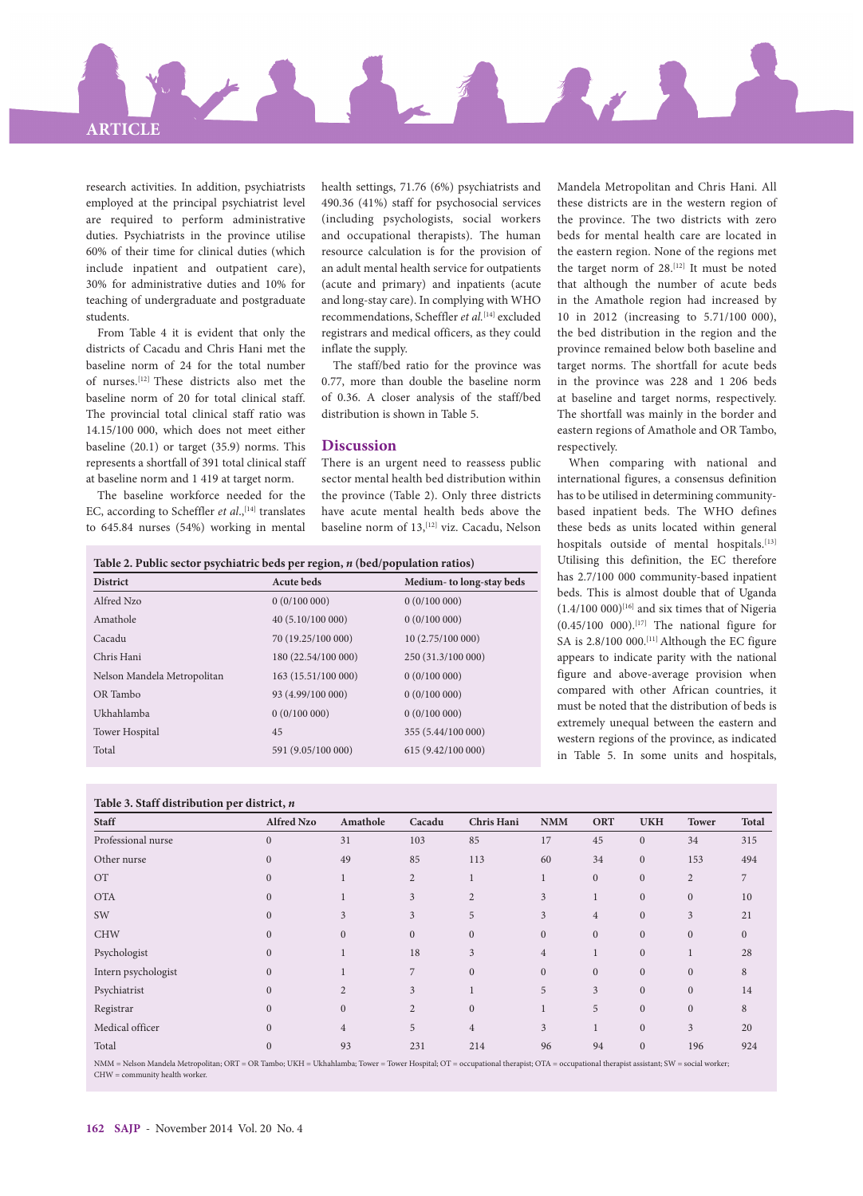research activities. In addition, psychiatrists employed at the principal psychiatrist level are required to perform administrative duties. Psychiatrists in the province utilise 60% of their time for clinical duties (which include inpatient and outpatient care), 30% for administrative duties and 10% for teaching of undergraduate and postgraduate students.

From Table 4 it is evident that only the districts of Cacadu and Chris Hani met the baseline norm of 24 for the total number of nurses.[12] These districts also met the baseline norm of 20 for total clinical staff. The provincial total clinical staff ratio was 14.15/100 000, which does not meet either baseline (20.1) or target (35.9) norms. This represents a shortfall of 391 total clinical staff at baseline norm and 1 419 at target norm.

The baseline workforce needed for the EC, according to Scheffler *et al.*,[14] translates to 645.84 nurses (54%) working in mental health settings, 71.76 (6%) psychiatrists and 490.36 (41%) staff for psychosocial services (including psychologists, social workers and occupational therapists). The human resource calculation is for the provision of an adult mental health service for outpatients (acute and primary) and inpatients (acute and long-stay care). In complying with WHO recommendations, Scheffler *et al.*[14] excluded registrars and medical officers, as they could inflate the supply.

The staff/bed ratio for the province was 0.77, more than double the baseline norm of 0.36. A closer analysis of the staff/bed distribution is shown in Table 5.

## Discussion

There is an urgent need to reassess public sector mental health bed distribution within the province (Table 2). Only three districts have acute mental health beds above the baseline norm of 13,[12] viz. Cacadu, Nelson Mandela Metropolitan and Chris Hani. All these districts are in the western region of the province. The two districts with zero beds for mental health care are located in the eastern region. None of the regions met the target norm of 28.[12] It must be noted that although the number of acute beds in the Amathole region had increased by 10 in 2012 (increasing to 5.71/100 000), the bed distribution in the region and the province remained below both baseline and target norms. The shortfall for acute beds in the province was 228 and 1 206 beds at baseline and target norms, respectively. The shortfall was mainly in the border and eastern regions of Amathole and OR Tambo, respectively.

When comparing with national and international figures, a consensus definition has to be utilised in determining community-based inpatient beds. The WHO defines these beds as units located within general hospitals outside of mental hospitals.[13] Utilising this definition, the EC therefore has 2.7/100 000 community-based inpatient beds. This is almost double that of Uganda (1.4/100 000)[16] and six times that of Nigeria (0.45/100 000).[17] The national figure for SA is 2.8/100 000.[11] Although the EC figure appears to indicate parity with the national figure and above-average provision when compared with other African countries, it must be noted that the distribution of beds is extremely unequal between the eastern and western regions of the province, as indicated in Table 5. In some units and hospitals,

**Table 2. Public sector psychiatric beds per region, *n* (bed/population ratios)**

| District | Acute beds | Medium- to long-stay beds |
|---|---|---|
| Alfred Nzo | 0 (0/100 000) | 0 (0/100 000) |
| Amathole | 40 (5.10/100 000) | 0 (0/100 000) |
| Cacadu | 70 (19.25/100 000) | 10 (2.75/100 000) |
| Chris Hani | 180 (22.54/100 000) | 250 (31.3/100 000) |
| Nelson Mandela Metropolitan | 163 (15.51/100 000) | 0 (0/100 000) |
| OR Tambo | 93 (4.99/100 000) | 0 (0/100 000) |
| Ukhahlamba | 0 (0/100 000) | 0 (0/100 000) |
| Tower Hospital | 45 | 355 (5.44/100 000) |
| Total | 591 (9.05/100 000) | 615 (9.42/100 000) |

**Table 3. Staff distribution per district, *n***

| Staff | Alfred Nzo | Amathole | Cacadu | Chris Hani | NMM | ORT | UKH | Tower | Total |
|---|---|---|---|---|---|---|---|---|---|
| Professional nurse | 0 | 31 | 103 | 85 | 17 | 45 | 0 | 34 | 315 |
| Other nurse | 0 | 49 | 85 | 113 | 60 | 34 | 0 | 153 | 494 |
| OT | 0 | 1 | 2 | 1 | 1 | 0 | 0 | 2 | 7 |
| OTA | 0 | 1 | 3 | 2 | 3 | 1 | 0 | 0 | 10 |
| SW | 0 | 3 | 3 | 5 | 3 | 4 | 0 | 3 | 21 |
| CHW | 0 | 0 | 0 | 0 | 0 | 0 | 0 | 0 | 0 |
| Psychologist | 0 | 1 | 18 | 3 | 4 | 1 | 0 | 1 | 28 |
| Intern psychologist | 0 | 1 | 7 | 0 | 0 | 0 | 0 | 0 | 8 |
| Psychiatrist | 0 | 2 | 3 | 1 | 5 | 3 | 0 | 0 | 14 |
| Registrar | 0 | 0 | 2 | 0 | 1 | 5 | 0 | 0 | 8 |
| Medical officer | 0 | 4 | 5 | 4 | 3 | 1 | 0 | 3 | 20 |
| Total | 0 | 93 | 231 | 214 | 96 | 94 | 0 | 196 | 924 |

NMM = Nelson Mandela Metropolitan; ORT = OR Tambo; UKH = Ukhahlamba; Tower = Tower Hospital; OT = occupational therapist; OTA = occupational therapist assistant; SW = social worker; CHW = community health worker.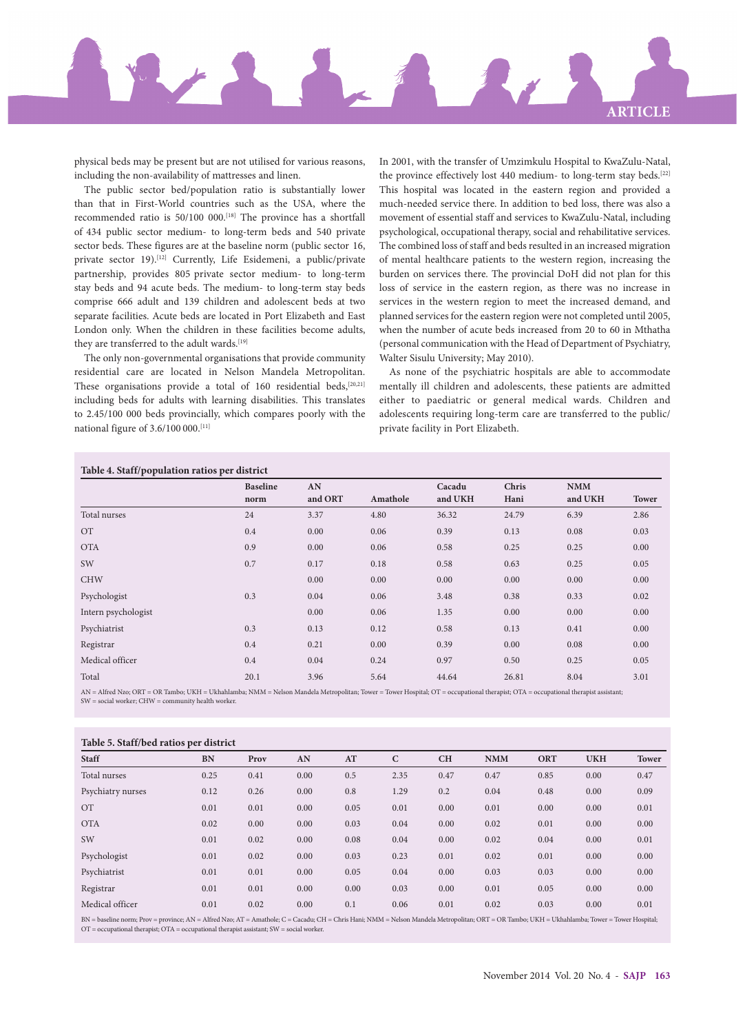physical beds may be present but are not utilised for various reasons, including the non-availability of mattresses and linen.

The public sector bed/population ratio is substantially lower than that in First-World countries such as the USA, where the recommended ratio is 50/100 000.[18] The province has a shortfall of 434 public sector medium- to long-term beds and 540 private sector beds. These figures are at the baseline norm (public sector 16, private sector 19).[12] Currently, Life Esidemeni, a public/private partnership, provides 805 private sector medium- to long-term stay beds and 94 acute beds. The medium- to long-term stay beds comprise 666 adult and 139 children and adolescent beds at two separate facilities. Acute beds are located in Port Elizabeth and East London only. When the children in these facilities become adults, they are transferred to the adult wards.[19]

The only non-governmental organisations that provide community residential care are located in Nelson Mandela Metropolitan. These organisations provide a total of 160 residential beds,[20,21] including beds for adults with learning disabilities. This translates to 2.45/100 000 beds provincially, which compares poorly with the national figure of 3.6/100 000.[11]

In 2001, with the transfer of Umzimkulu Hospital to KwaZulu-Natal, the province effectively lost 440 medium- to long-term stay beds.[22] This hospital was located in the eastern region and provided a much-needed service there. In addition to bed loss, there was also a movement of essential staff and services to KwaZulu-Natal, including psychological, occupational therapy, social and rehabilitative services. The combined loss of staff and beds resulted in an increased migration of mental healthcare patients to the western region, increasing the burden on services there. The provincial DoH did not plan for this loss of service in the eastern region, as there was no increase in services in the western region to meet the increased demand, and planned services for the eastern region were not completed until 2005, when the number of acute beds increased from 20 to 60 in Mthatha (personal communication with the Head of Department of Psychiatry, Walter Sisulu University; May 2010).

As none of the psychiatric hospitals are able to accommodate mentally ill children and adolescents, these patients are admitted either to paediatric or general medical wards. Children and adolescents requiring long-term care are transferred to the public/private facility in Port Elizabeth.

**Table 4. Staff/population ratios per district**

| | Baseline norm | AN and ORT | Amathole | Cacadu and UKH | Chris Hani | NMM and UKH | Tower |
|---|---|---|---|---|---|---|---|
| Total nurses | 24 | 3.37 | 4.80 | 36.32 | 24.79 | 6.39 | 2.86 |
| OT | 0.4 | 0.00 | 0.06 | 0.39 | 0.13 | 0.08 | 0.03 |
| OTA | 0.9 | 0.00 | 0.06 | 0.58 | 0.25 | 0.25 | 0.00 |
| SW | 0.7 | 0.17 | 0.18 | 0.58 | 0.63 | 0.25 | 0.05 |
| CHW | | 0.00 | 0.00 | 0.00 | 0.00 | 0.00 | 0.00 |
| Psychologist | 0.3 | 0.04 | 0.06 | 3.48 | 0.38 | 0.33 | 0.02 |
| Intern psychologist | | 0.00 | 0.06 | 1.35 | 0.00 | 0.00 | 0.00 |
| Psychiatrist | 0.3 | 0.13 | 0.12 | 0.58 | 0.13 | 0.41 | 0.00 |
| Registrar | 0.4 | 0.21 | 0.00 | 0.39 | 0.00 | 0.08 | 0.00 |
| Medical officer | 0.4 | 0.04 | 0.24 | 0.97 | 0.50 | 0.25 | 0.05 |
| Total | 20.1 | 3.96 | 5.64 | 44.64 | 26.81 | 8.04 | 3.01 |

AN = Alfred Nzo; ORT = OR Tambo; UKH = Ukhahlamba; NMM = Nelson Mandela Metropolitan; Tower = Tower Hospital; OT = occupational therapist; OTA = occupational therapist assistant; SW = social worker; CHW = community health worker.

**Table 5. Staff/bed ratios per district**

| Staff | BN | Prov | AN | AT | C | CH | NMM | ORT | UKH | Tower |
|---|---|---|---|---|---|---|---|---|---|---|
| Total nurses | 0.25 | 0.41 | 0.00 | 0.5 | 2.35 | 0.47 | 0.47 | 0.85 | 0.00 | 0.47 |
| Psychiatry nurses | 0.12 | 0.26 | 0.00 | 0.8 | 1.29 | 0.2 | 0.04 | 0.48 | 0.00 | 0.09 |
| OT | 0.01 | 0.01 | 0.00 | 0.05 | 0.01 | 0.00 | 0.01 | 0.00 | 0.00 | 0.01 |
| OTA | 0.02 | 0.00 | 0.00 | 0.03 | 0.04 | 0.00 | 0.02 | 0.01 | 0.00 | 0.00 |
| SW | 0.01 | 0.02 | 0.00 | 0.08 | 0.04 | 0.00 | 0.02 | 0.04 | 0.00 | 0.01 |
| Psychologist | 0.01 | 0.02 | 0.00 | 0.03 | 0.23 | 0.01 | 0.02 | 0.01 | 0.00 | 0.00 |
| Psychiatrist | 0.01 | 0.01 | 0.00 | 0.05 | 0.04 | 0.00 | 0.03 | 0.03 | 0.00 | 0.00 |
| Registrar | 0.01 | 0.01 | 0.00 | 0.00 | 0.03 | 0.00 | 0.01 | 0.05 | 0.00 | 0.00 |
| Medical officer | 0.01 | 0.02 | 0.00 | 0.1 | 0.06 | 0.01 | 0.02 | 0.03 | 0.00 | 0.01 |

BN = baseline norm; Prov = province; AN = Alfred Nzo; AT = Amathole; C = Cacadu; CH = Chris Hani; NMM = Nelson Mandela Metropolitan; ORT = OR Tambo; UKH = Ukhahlamba; Tower = Tower Hospital; OT = occupational therapist; OTA = occupational therapist assistant; SW = social worker.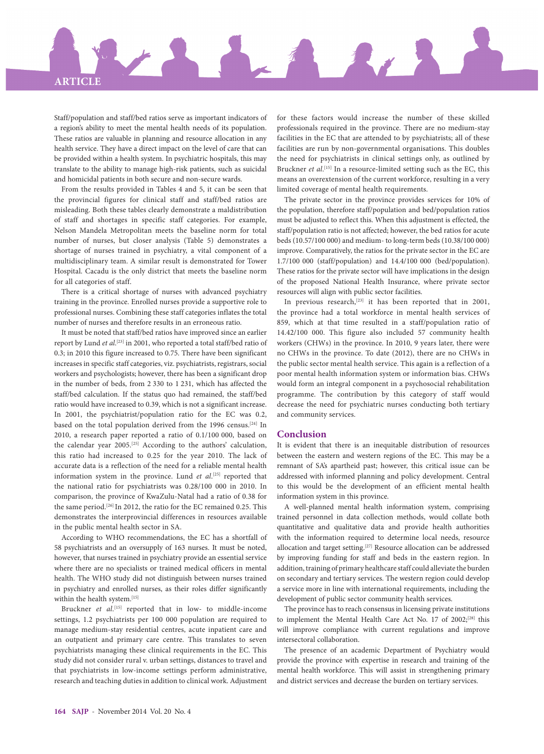Staff/population and staff/bed ratios serve as important indicators of a region's ability to meet the mental health needs of its population. These ratios are valuable in planning and resource allocation in any health service. They have a direct impact on the level of care that can be provided within a health system. In psychiatric hospitals, this may translate to the ability to manage high-risk patients, such as suicidal and homicidal patients in both secure and non-secure wards.

From the results provided in Tables 4 and 5, it can be seen that the provincial figures for clinical staff and staff/bed ratios are misleading. Both these tables clearly demonstrate a maldistribution of staff and shortages in specific staff categories. For example, Nelson Mandela Metropolitan meets the baseline norm for total number of nurses, but closer analysis (Table 5) demonstrates a shortage of nurses trained in psychiatry, a vital component of a multidisciplinary team. A similar result is demonstrated for Tower Hospital. Cacadu is the only district that meets the baseline norm for all categories of staff.

There is a critical shortage of nurses with advanced psychiatry training in the province. Enrolled nurses provide a supportive role to professional nurses. Combining these staff categories inflates the total number of nurses and therefore results in an erroneous ratio.

It must be noted that staff/bed ratios have improved since an earlier report by Lund *et al.*[23] in 2001, who reported a total staff/bed ratio of 0.3; in 2010 this figure increased to 0.75. There have been significant increases in specific staff categories, viz. psychiatrists, registrars, social workers and psychologists; however, there has been a significant drop in the number of beds, from 2 330 to 1 231, which has affected the staff/bed calculation. If the status quo had remained, the staff/bed ratio would have increased to 0.39, which is not a significant increase. In 2001, the psychiatrist/population ratio for the EC was 0.2, based on the total population derived from the 1996 census.[24] In 2010, a research paper reported a ratio of 0.1/100 000, based on the calendar year 2005.[25] According to the authors' calculation, this ratio had increased to 0.25 for the year 2010. The lack of accurate data is a reflection of the need for a reliable mental health information system in the province. Lund *et al.*[25] reported that the national ratio for psychiatrists was 0.28/100 000 in 2010. In comparison, the province of KwaZulu-Natal had a ratio of 0.38 for the same period.[26] In 2012, the ratio for the EC remained 0.25. This demonstrates the interprovincial differences in resources available in the public mental health sector in SA.

According to WHO recommendations, the EC has a shortfall of 58 psychiatrists and an oversupply of 163 nurses. It must be noted, however, that nurses trained in psychiatry provide an essential service where there are no specialists or trained medical officers in mental health. The WHO study did not distinguish between nurses trained in psychiatry and enrolled nurses, as their roles differ significantly within the health system.[15]

Bruckner *et al.*[15] reported that in low- to middle-income settings, 1.2 psychiatrists per 100 000 population are required to manage medium-stay residential centres, acute inpatient care and an outpatient and primary care centre. This translates to seven psychiatrists managing these clinical requirements in the EC. This study did not consider rural v. urban settings, distances to travel and that psychiatrists in low-income settings perform administrative, research and teaching duties in addition to clinical work. Adjustment for these factors would increase the number of these skilled professionals required in the province. There are no medium-stay facilities in the EC that are attended to by psychiatrists; all of these facilities are run by non-governmental organisations. This doubles the need for psychiatrists in clinical settings only, as outlined by Bruckner *et al.*[15] In a resource-limited setting such as the EC, this means an overextension of the current workforce, resulting in a very limited coverage of mental health requirements.

The private sector in the province provides services for 10% of the population, therefore staff/population and bed/population ratios must be adjusted to reflect this. When this adjustment is effected, the staff/population ratio is not affected; however, the bed ratios for acute beds (10.57/100 000) and medium- to long-term beds (10.38/100 000) improve. Comparatively, the ratios for the private sector in the EC are 1.7/100 000 (staff/population) and 14.4/100 000 (bed/population). These ratios for the private sector will have implications in the design of the proposed National Health Insurance, where private sector resources will align with public sector facilities.

In previous research,[23] it has been reported that in 2001, the province had a total workforce in mental health services of 859, which at that time resulted in a staff/population ratio of 14.42/100 000. This figure also included 57 community health workers (CHWs) in the province. In 2010, 9 years later, there were no CHWs in the province. To date (2012), there are no CHWs in the public sector mental health service. This again is a reflection of a poor mental health information system or information bias. CHWs would form an integral component in a psychosocial rehabilitation programme. The contribution by this category of staff would decrease the need for psychiatric nurses conducting both tertiary and community services.

## Conclusion

It is evident that there is an inequitable distribution of resources between the eastern and western regions of the EC. This may be a remnant of SA's apartheid past; however, this critical issue can be addressed with informed planning and policy development. Central to this would be the development of an efficient mental health information system in this province.

A well-planned mental health information system, comprising trained personnel in data collection methods, would collate both quantitative and qualitative data and provide health authorities with the information required to determine local needs, resource allocation and target setting.[27] Resource allocation can be addressed by improving funding for staff and beds in the eastern region. In addition, training of primary healthcare staff could alleviate the burden on secondary and tertiary services. The western region could develop a service more in line with international requirements, including the development of public sector community health services.

The province has to reach consensus in licensing private institutions to implement the Mental Health Care Act No. 17 of 2002;[28] this will improve compliance with current regulations and improve intersectoral collaboration.

The presence of an academic Department of Psychiatry would provide the province with expertise in research and training of the mental health workforce. This will assist in strengthening primary and district services and decrease the burden on tertiary services.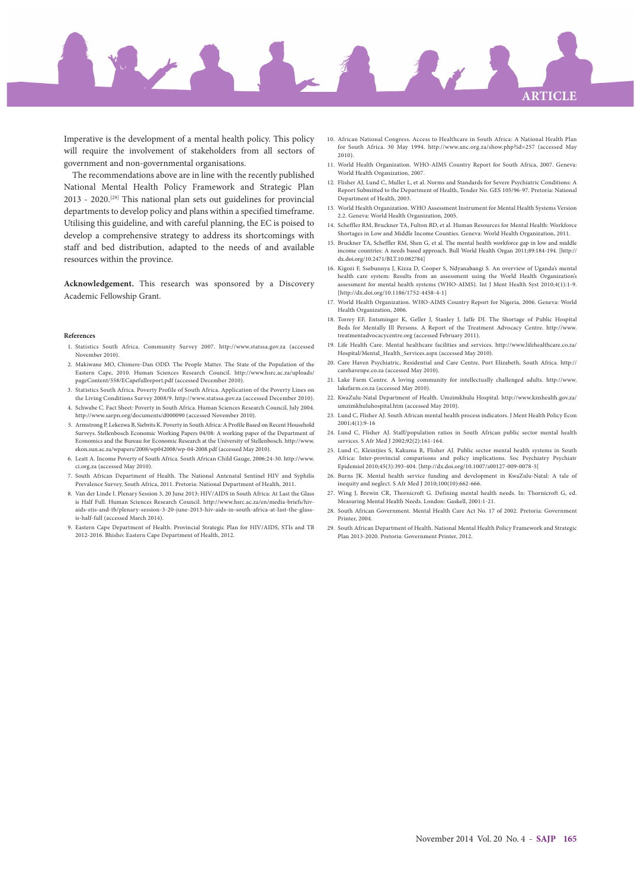Imperative is the development of a mental health policy. This policy will require the involvement of stakeholders from all sectors of government and non-governmental organisations.

The recommendations above are in line with the recently published National Mental Health Policy Framework and Strategic Plan 2013 - 2020.[29] This national plan sets out guidelines for provincial departments to develop policy and plans within a specified timeframe. Utilising this guideline, and with careful planning, the EC is poised to develop a comprehensive strategy to address its shortcomings with staff and bed distribution, adapted to the needs of and available resources within the province.

**Acknowledgement.** This research was sponsored by a Discovery Academic Fellowship Grant.

#### References

1. Statistics South Africa. Community Survey 2007. http://www.statssa.gov.za (accessed November 2010).
2. Makiwane MO, Chimere-Dan ODD. The People Matter. The State of the Population of the Eastern Cape, 2010. Human Sciences Research Council. http://www.hsrc.ac.za/uploads/pageContent/558/ECapefullreport.pdf (accessed December 2010).
3. Statistics South Africa. Poverty Profile of South Africa. Application of the Poverty Lines on the Living Conditions Survey 2008/9. http://www.statssa.gov.za (accessed December 2010).
4. Schwabe C. Fact Sheet: Poverty in South Africa. Human Sciences Research Council, July 2004. http://www.sarpn.org/documents/d000090 (accessed November 2010).
5. Armstrong P, Lekezwa B, Siebrits K. Poverty in South Africa: A Profile Based on Recent Household Surveys. Stellenbosch Economic Working Papers 04/08: A working paper of the Department of Economics and the Bureau for Economic Research at the University of Stellenbosch. http://www.ekon.sun.ac.za/wpapers/2008/wp042008/wp-04-2008.pdf (accessed May 2010).
6. Leatt A. Income Poverty of South Africa. South African Child Gauge, 2006:24-30. http://www.ci.org.za (accessed May 2010).
7. South African Department of Health. The National Antenatal Sentinel HIV and Syphilis Prevalence Survey, South Africa, 2011. Pretoria: National Department of Health, 2011.
8. Van der Linde I. Plenary Session 3, 20 June 2013: HIV/AIDS in South Africa: At Last the Glass is Half Full. Human Sciences Research Council. http://www.hsrc.ac.za/en/media-briefs/hiv-aids-stis-and-tb/plenary-session-3-20-june-2013-hiv-aids-in-south-africa-at-last-the-glass-is-half-full (accessed March 2014).
9. Eastern Cape Department of Health. Provincial Strategic Plan for HIV/AIDS, STIs and TB 2012-2016. Bhisho: Eastern Cape Department of Health, 2012.
10. African National Congress. Access to Healthcare in South Africa: A National Health Plan for South Africa. 30 May 1994. http://www.anc.org.za/show.php?id=257 (accessed May 2010).
11. World Health Organization. WHO-AIMS Country Report for South Africa, 2007. Geneva: World Health Organization, 2007.
12. Flisher AJ, Lund C, Muller L, et al. Norms and Standards for Severe Psychiatric Conditions: A Report Submitted to the Department of Health, Tender No. GES 105/96-97. Pretoria: National Department of Health, 2003.
13. World Health Organization. WHO Assessment Instrument for Mental Health Systems Version 2.2. Geneva: World Health Organization, 2005.
14. Scheffler RM, Bruckner TA, Fulton BD, et al. Human Resources for Mental Health: Workforce Shortages in Low and Middle Income Counties. Geneva: World Health Organization, 2011.
15. Bruckner TA, Scheffler RM, Shen G, et al. The mental health workforce gap in low and middle income countries: A needs based approach. Bull World Health Organ 2011;89:184-194. [http://dx.doi.org/10.2471/BLT.10.082784]
16. Kigozi F, Ssebunnya J, Kizza D, Cooper S, Ndyanabangi S. An overview of Uganda's mental health care system: Results from an assessment using the World Health Organization's assessment for mental health systems (WHO-AIMS). Int J Ment Health Syst 2010;4(1):1-9. [http://dx.doi.org/10.1186/1752-4458-4-1]
17. World Health Organization. WHO-AIMS Country Report for Nigeria, 2006. Geneva: World Health Organization, 2006.
18. Torrey EF, Entsminger K, Geller J, Stanley J, Jaffe DJ. The Shortage of Public Hospital Beds for Mentally Ill Persons. A Report of the Treatment Advocacy Centre. http://www.treatmentadvocacycentre.org (accessed February 2011).
19. Life Health Care. Mental healthcare facilities and services. http://www.lifehealthcare.co.za/Hospital/Mental_Health_Services.aspx (accessed May 2010).
20. Care Haven Psychiatric, Residential and Care Centre, Port Elizabeth, South Africa. http://carehavenpe.co.za (accessed May 2010).
21. Lake Farm Centre. A loving community for intellectually challenged adults. http://www.lakefarm.co.za (accessed May 2010).
22. KwaZulu-Natal Department of Health. Umzimkhulu Hospital. http://www.kznhealth.gov.za/umzimkhuluhospital.htm (accessed May 2010).
23. Lund C, Flisher AJ. South African mental health process indicators. J Ment Health Policy Econ 2001;4(1):9-16
24. Lund C, Flisher AJ. Staff/population ratios in South African public sector mental health services. S Afr Med J 2002;92(2):161-164.
25. Lund C, Kleintjies S, Kakuma R, Flisher AJ. Public sector mental health systems in South Africa: Inter-provincial comparisons and policy implications. Soc Psychiatry Psychiatr Epidemiol 2010;45(3):393-404. [http://dx.doi.org/10.1007/s00127-009-0078-5]
26. Burns JK. Mental health service funding and development in KwaZulu-Natal: A tale of inequity and neglect. S Afr Med J 2010;100(10):662-666.
27. Wing J, Brewin CR, Thornicroft G. Defining mental health needs. In: Thornicroft G, ed. Measuring Mental Health Needs. London: Gaskell, 2001:1-21.
28. South African Government. Mental Health Care Act No. 17 of 2002. Pretoria: Government Printer, 2004.
29. South African Department of Health. National Mental Health Policy Framework and Strategic Plan 2013-2020. Pretoria: Government Printer, 2012.